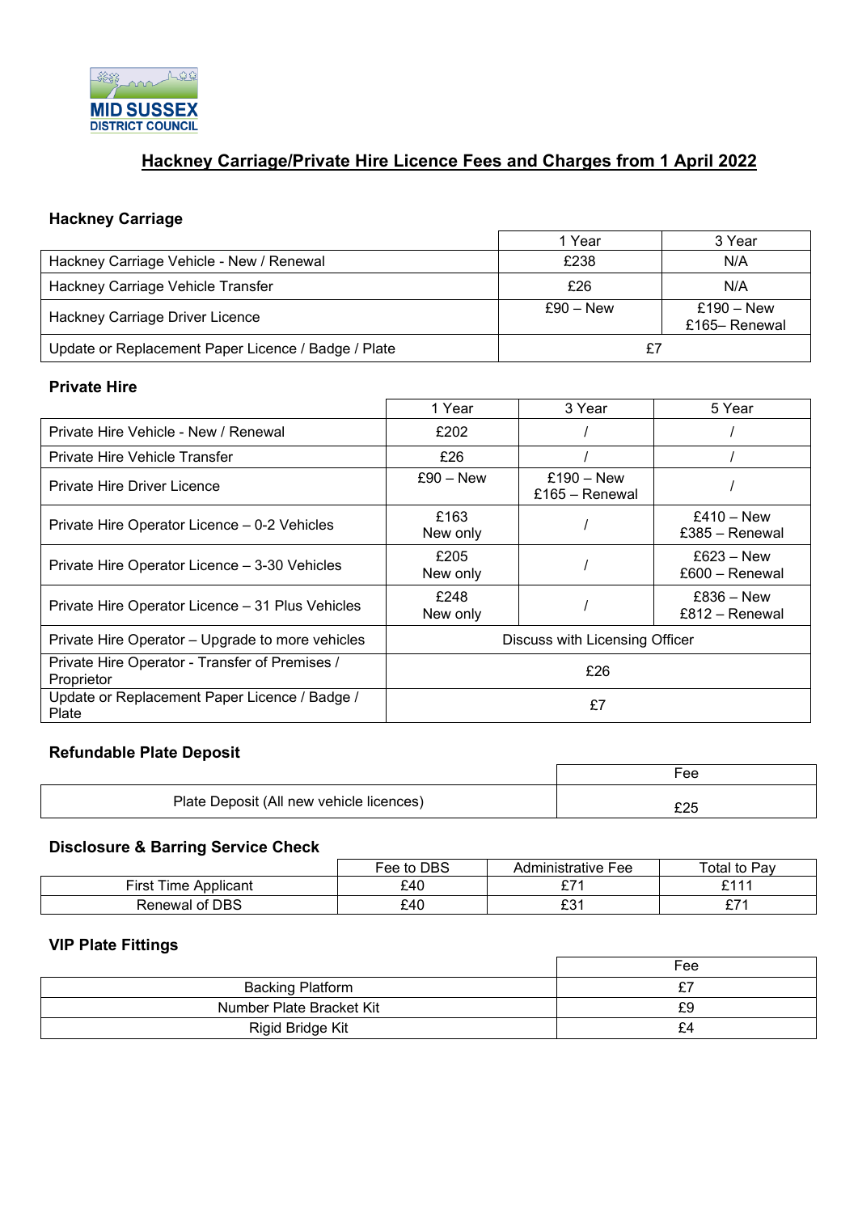MID SUSSEX DISTRICT COUNCIL

# Hackney Carriage/Private Hire Licence Fees and Charges from 1 April 2022

## Hackney Carriage

| | 1 Year | 3 Year |
|---|---|---|
| Hackney Carriage Vehicle - New / Renewal | £238 | N/A |
| Hackney Carriage Vehicle Transfer | £26 | N/A |
| Hackney Carriage Driver Licence | £90 – New | £190 – New<br>£165– Renewal |
| Update or Replacement Paper Licence / Badge / Plate | £7 | |

## Private Hire

| | 1 Year | 3 Year | 5 Year |
|---|---|---|---|
| Private Hire Vehicle - New / Renewal | £202 | / | / |
| Private Hire Vehicle Transfer | £26 | / | / |
| Private Hire Driver Licence | £90 – New | £190 – New<br>£165 – Renewal | / |
| Private Hire Operator Licence – 0-2 Vehicles | £163<br>New only | / | £410 – New<br>£385 – Renewal |
| Private Hire Operator Licence – 3-30 Vehicles | £205<br>New only | / | £623 – New<br>£600 – Renewal |
| Private Hire Operator Licence – 31 Plus Vehicles | £248<br>New only | / | £836 – New<br>£812 – Renewal |
| Private Hire Operator – Upgrade to more vehicles | Discuss with Licensing Officer | | |
| Private Hire Operator - Transfer of Premises / Proprietor | £26 | | |
| Update or Replacement Paper Licence / Badge / Plate | £7 | | |

## Refundable Plate Deposit

| | Fee |
|---|---|
| Plate Deposit (All new vehicle licences) | £25 |

## Disclosure & Barring Service Check

| | Fee to DBS | Administrative Fee | Total to Pay |
|---|---|---|---|
| First Time Applicant | £40 | £71 | £111 |
| Renewal of DBS | £40 | £31 | £71 |

## VIP Plate Fittings

| | Fee |
|---|---|
| Backing Platform | £7 |
| Number Plate Bracket Kit | £9 |
| Rigid Bridge Kit | £4 |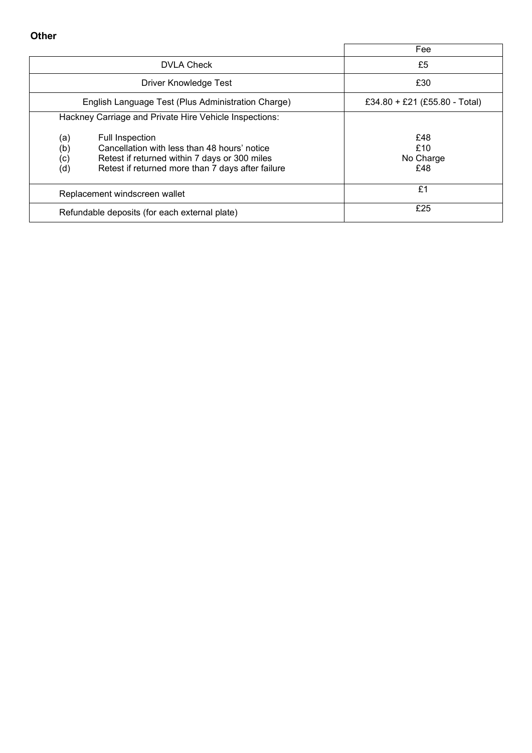**Other**

| | Fee |
|---|---|
| DVLA Check | £5 |
| Driver Knowledge Test | £30 |
| English Language Test (Plus Administration Charge) | £34.80 + £21 (£55.80 - Total) |
| Hackney Carriage and Private Hire Vehicle Inspections:<br><br>(a) Full Inspection<br>(b) Cancellation with less than 48 hours' notice<br>(c) Retest if returned within 7 days or 300 miles<br>(d) Retest if returned more than 7 days after failure | <br><br>£48<br>£10<br>No Charge<br>£48 |
| Replacement windscreen wallet | £1 |
| Refundable deposits (for each external plate) | £25 |